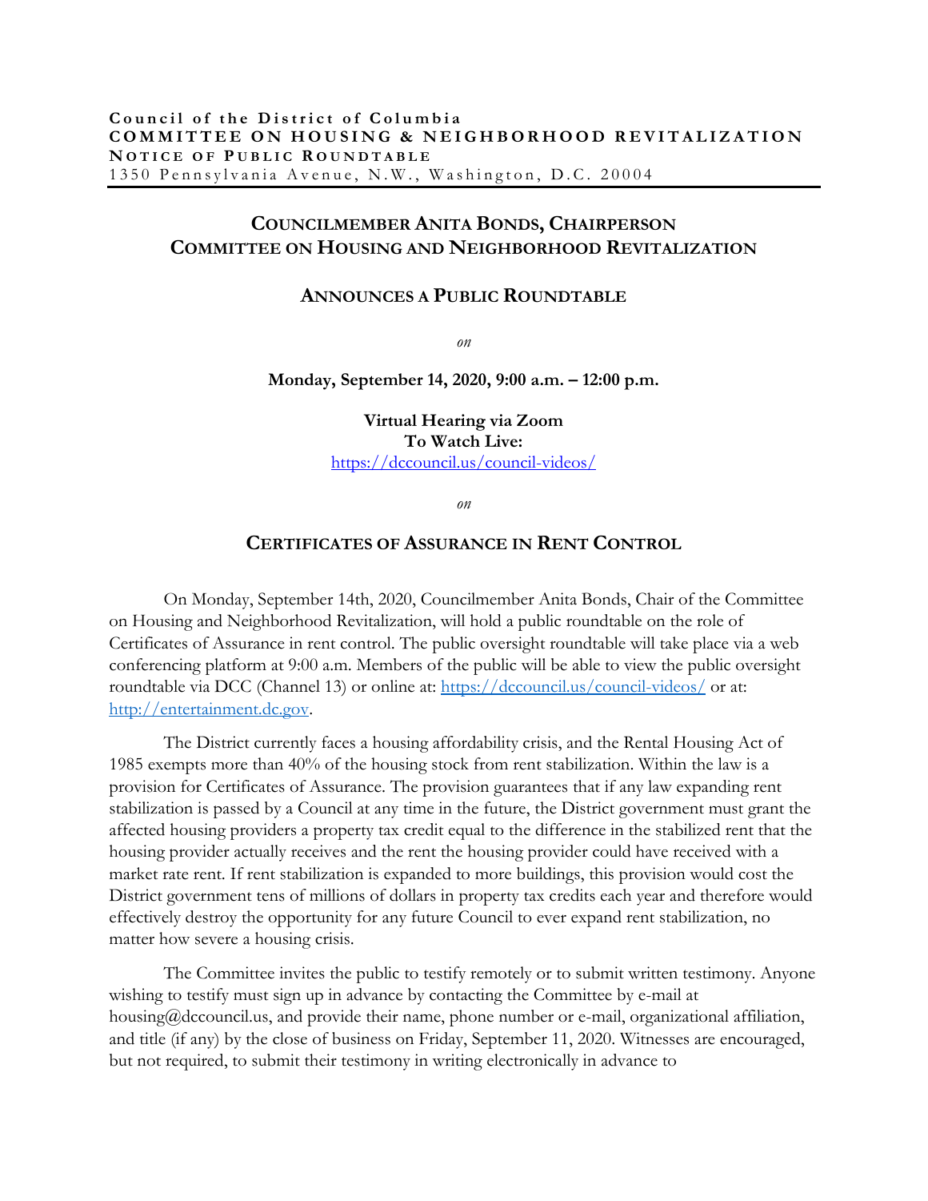**Council of the District of Columbia**
**COMMITTEE ON HOUSING & NEIGHBORHOOD REVITALIZATION**
**NOTICE OF PUBLIC ROUNDTABLE**
1350 Pennsylvania Avenue, N.W., Washington, D.C. 20004

---

## COUNCILMEMBER ANITA BONDS, CHAIRPERSON
## COMMITTEE ON HOUSING AND NEIGHBORHOOD REVITALIZATION

### ANNOUNCES A PUBLIC ROUNDTABLE

*on*

**Monday, September 14, 2020, 9:00 a.m. – 12:00 p.m.**

**Virtual Hearing via Zoom**
**To Watch Live:**
https://dccouncil.us/council-videos/

*on*

## CERTIFICATES OF ASSURANCE IN RENT CONTROL

On Monday, September 14th, 2020, Councilmember Anita Bonds, Chair of the Committee on Housing and Neighborhood Revitalization, will hold a public roundtable on the role of Certificates of Assurance in rent control. The public oversight roundtable will take place via a web conferencing platform at 9:00 a.m. Members of the public will be able to view the public oversight roundtable via DCC (Channel 13) or online at: https://dccouncil.us/council-videos/ or at: http://entertainment.dc.gov.

The District currently faces a housing affordability crisis, and the Rental Housing Act of 1985 exempts more than 40% of the housing stock from rent stabilization. Within the law is a provision for Certificates of Assurance. The provision guarantees that if any law expanding rent stabilization is passed by a Council at any time in the future, the District government must grant the affected housing providers a property tax credit equal to the difference in the stabilized rent that the housing provider actually receives and the rent the housing provider could have received with a market rate rent. If rent stabilization is expanded to more buildings, this provision would cost the District government tens of millions of dollars in property tax credits each year and therefore would effectively destroy the opportunity for any future Council to ever expand rent stabilization, no matter how severe a housing crisis.

The Committee invites the public to testify remotely or to submit written testimony. Anyone wishing to testify must sign up in advance by contacting the Committee by e-mail at housing@dccouncil.us, and provide their name, phone number or e-mail, organizational affiliation, and title (if any) by the close of business on Friday, September 11, 2020. Witnesses are encouraged, but not required, to submit their testimony in writing electronically in advance to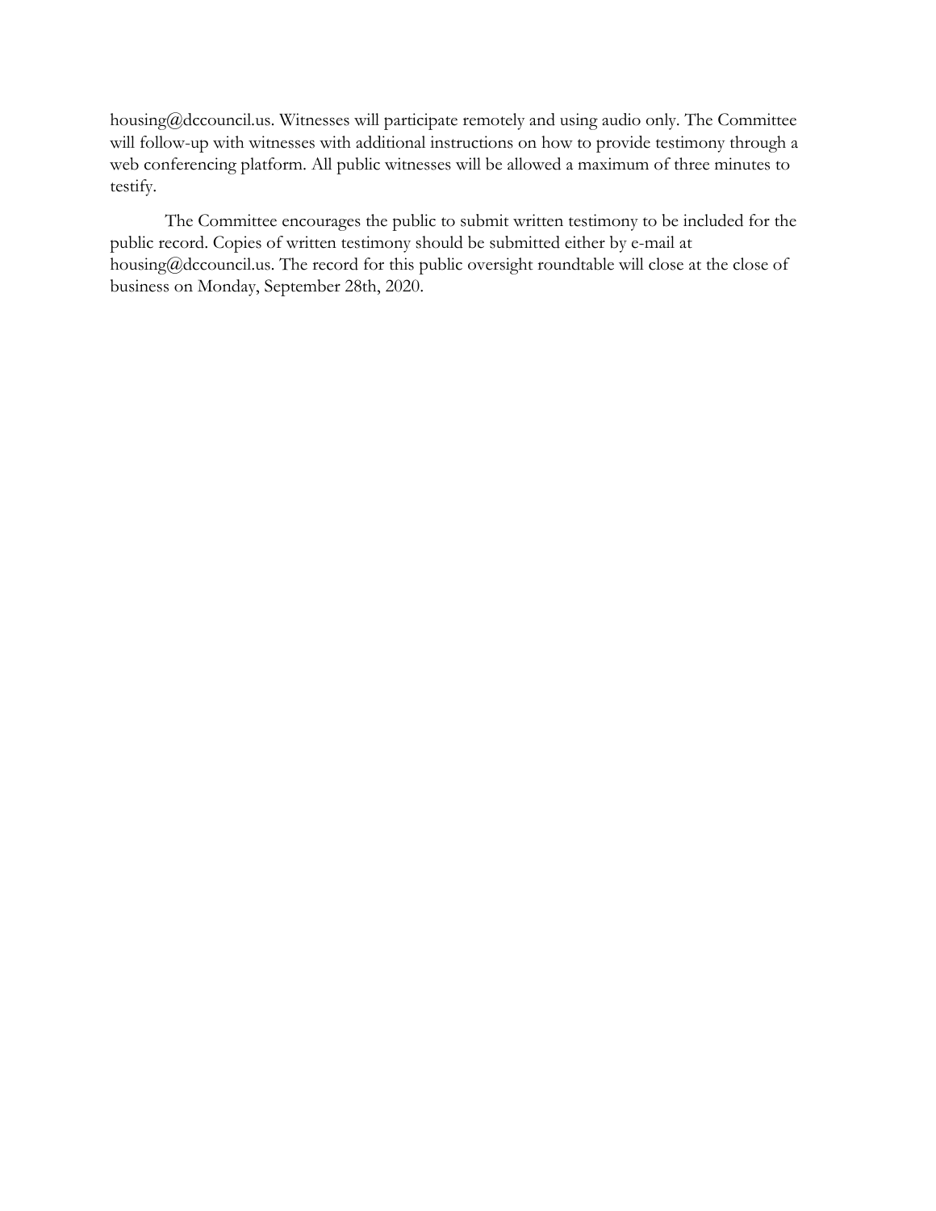housing@dccouncil.us. Witnesses will participate remotely and using audio only. The Committee will follow-up with witnesses with additional instructions on how to provide testimony through a web conferencing platform. All public witnesses will be allowed a maximum of three minutes to testify.

The Committee encourages the public to submit written testimony to be included for the public record. Copies of written testimony should be submitted either by e-mail at housing@dccouncil.us. The record for this public oversight roundtable will close at the close of business on Monday, September 28th, 2020.